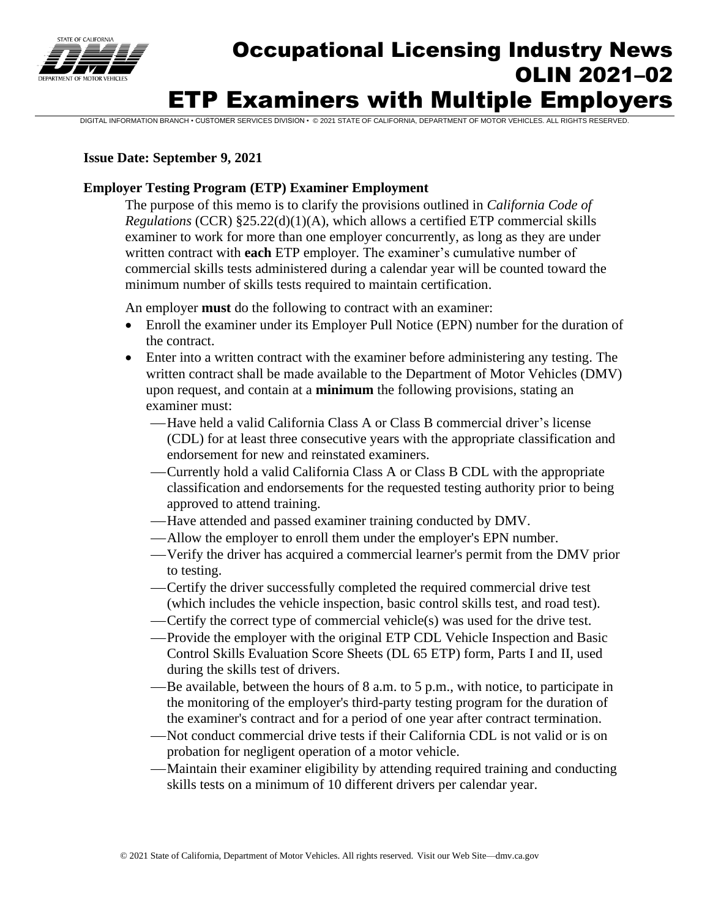# Occupational Licensing Industry News
# OLIN 2021–02
# ETP Examiners with Multiple Employers

DIGITAL INFORMATION BRANCH • CUSTOMER SERVICES DIVISION • © 2021 STATE OF CALIFORNIA, DEPARTMENT OF MOTOR VEHICLES. ALL RIGHTS RESERVED.

**Issue Date: September 9, 2021**

**Employer Testing Program (ETP) Examiner Employment**

The purpose of this memo is to clarify the provisions outlined in *California Code of Regulations* (CCR) §25.22(d)(1)(A), which allows a certified ETP commercial skills examiner to work for more than one employer concurrently, as long as they are under written contract with **each** ETP employer. The examiner's cumulative number of commercial skills tests administered during a calendar year will be counted toward the minimum number of skills tests required to maintain certification.

An employer **must** do the following to contract with an examiner:

- Enroll the examiner under its Employer Pull Notice (EPN) number for the duration of the contract.
- Enter into a written contract with the examiner before administering any testing. The written contract shall be made available to the Department of Motor Vehicles (DMV) upon request, and contain at a **minimum** the following provisions, stating an examiner must:
  - Have held a valid California Class A or Class B commercial driver's license (CDL) for at least three consecutive years with the appropriate classification and endorsement for new and reinstated examiners.
  - Currently hold a valid California Class A or Class B CDL with the appropriate classification and endorsements for the requested testing authority prior to being approved to attend training.
  - Have attended and passed examiner training conducted by DMV.
  - Allow the employer to enroll them under the employer's EPN number.
  - Verify the driver has acquired a commercial learner's permit from the DMV prior to testing.
  - Certify the driver successfully completed the required commercial drive test (which includes the vehicle inspection, basic control skills test, and road test).
  - Certify the correct type of commercial vehicle(s) was used for the drive test.
  - Provide the employer with the original ETP CDL Vehicle Inspection and Basic Control Skills Evaluation Score Sheets (DL 65 ETP) form, Parts I and II, used during the skills test of drivers.
  - Be available, between the hours of 8 a.m. to 5 p.m., with notice, to participate in the monitoring of the employer's third-party testing program for the duration of the examiner's contract and for a period of one year after contract termination.
  - Not conduct commercial drive tests if their California CDL is not valid or is on probation for negligent operation of a motor vehicle.
  - Maintain their examiner eligibility by attending required training and conducting skills tests on a minimum of 10 different drivers per calendar year.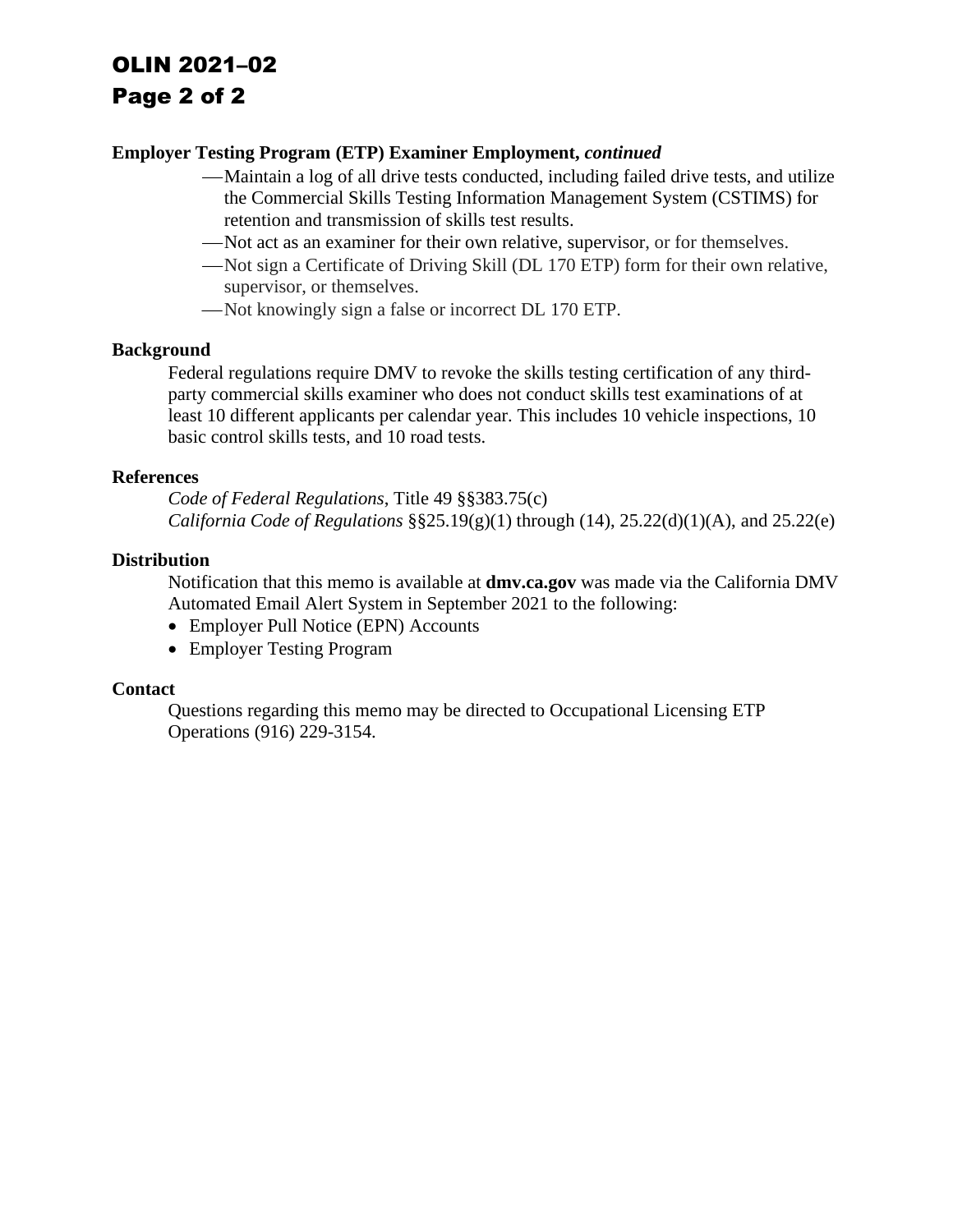**Employer Testing Program (ETP) Examiner Employment, *continued***

- Maintain a log of all drive tests conducted, including failed drive tests, and utilize the Commercial Skills Testing Information Management System (CSTIMS) for retention and transmission of skills test results.
- Not act as an examiner for their own relative, supervisor, or for themselves.
- Not sign a Certificate of Driving Skill (DL 170 ETP) form for their own relative, supervisor, or themselves.
- Not knowingly sign a false or incorrect DL 170 ETP.

**Background**

Federal regulations require DMV to revoke the skills testing certification of any third-party commercial skills examiner who does not conduct skills test examinations of at least 10 different applicants per calendar year. This includes 10 vehicle inspections, 10 basic control skills tests, and 10 road tests.

**References**

*Code of Federal Regulations*, Title 49 §§383.75(c)
*California Code of Regulations* §§25.19(g)(1) through (14), 25.22(d)(1)(A), and 25.22(e)

**Distribution**

Notification that this memo is available at **dmv.ca.gov** was made via the California DMV Automated Email Alert System in September 2021 to the following:

- Employer Pull Notice (EPN) Accounts
- Employer Testing Program

**Contact**

Questions regarding this memo may be directed to Occupational Licensing ETP Operations (916) 229-3154.